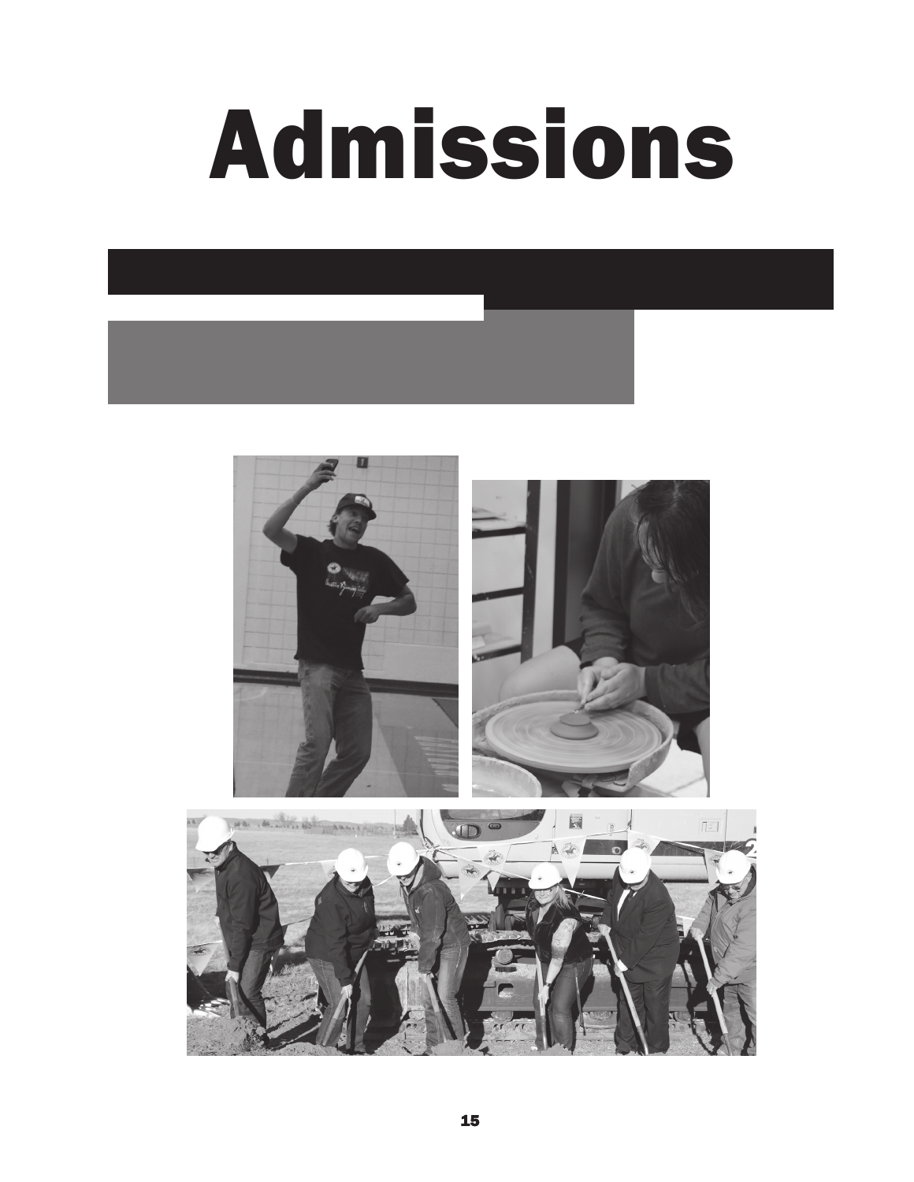# Admissions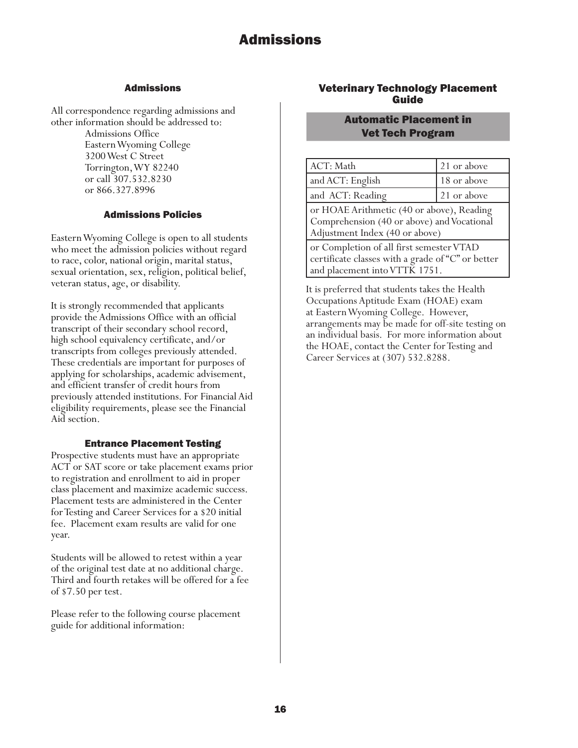# Admissions

## Admissions

All correspondence regarding admissions and other information should be addressed to:

Admissions Office
Eastern Wyoming College
3200 West C Street
Torrington, WY 82240
or call 307.532.8230
or 866.327.8996

## Admissions Policies

Eastern Wyoming College is open to all students who meet the admission policies without regard to race, color, national origin, marital status, sexual orientation, sex, religion, political belief, veteran status, age, or disability.

It is strongly recommended that applicants provide the Admissions Office with an official transcript of their secondary school record, high school equivalency certificate, and/or transcripts from colleges previously attended. These credentials are important for purposes of applying for scholarships, academic advisement, and efficient transfer of credit hours from previously attended institutions. For Financial Aid eligibility requirements, please see the Financial Aid section.

## Entrance Placement Testing

Prospective students must have an appropriate ACT or SAT score or take placement exams prior to registration and enrollment to aid in proper class placement and maximize academic success. Placement tests are administered in the Center for Testing and Career Services for a $20 initial fee. Placement exam results are valid for one year.

Students will be allowed to retest within a year of the original test date at no additional charge. Third and fourth retakes will be offered for a fee of $7.50 per test.

Please refer to the following course placement guide for additional information:

## Veterinary Technology Placement Guide

### Automatic Placement in Vet Tech Program

| ACT: Math | 21 or above |
|---|---|
| and ACT: English | 18 or above |
| and ACT: Reading | 21 or above |
| or HOAE Arithmetic (40 or above), Reading Comprehension (40 or above) and Vocational Adjustment Index (40 or above) | |
| or Completion of all first semester VTAD certificate classes with a grade of "C" or better and placement into VTTK 1751. | |

It is preferred that students takes the Health Occupations Aptitude Exam (HOAE) exam at Eastern Wyoming College. However, arrangements may be made for off-site testing on an individual basis. For more information about the HOAE, contact the Center for Testing and Career Services at (307) 532.8288.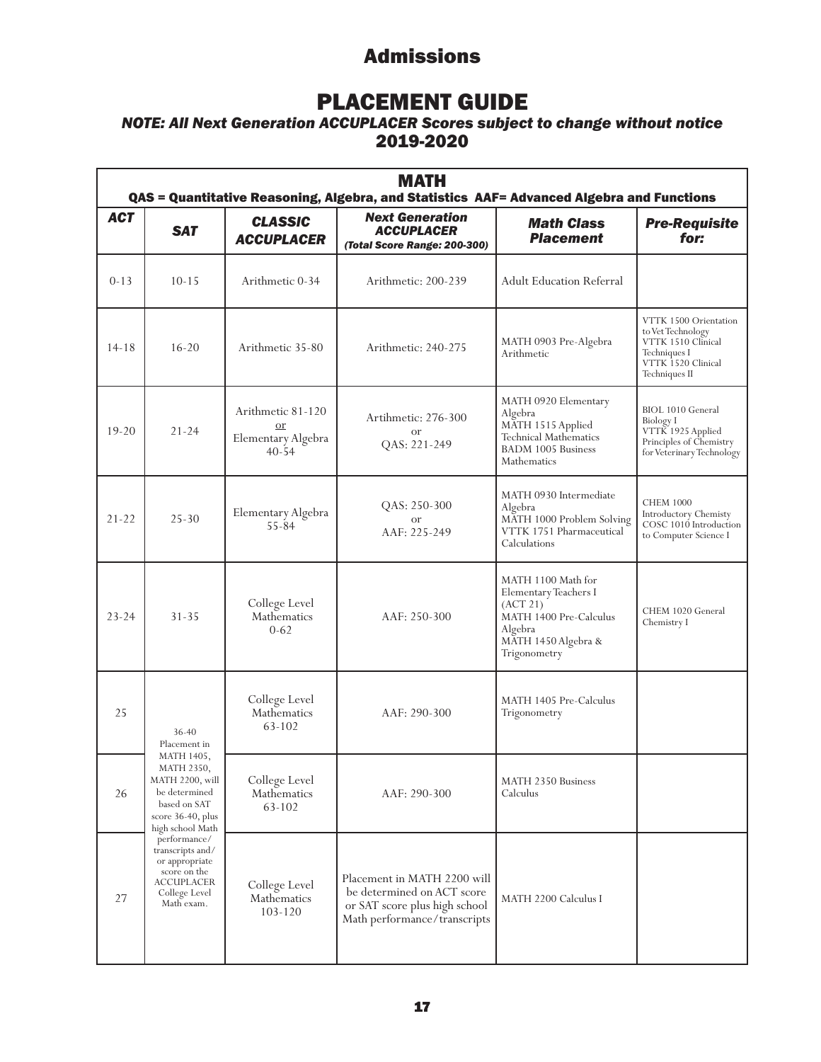## Admissions

# PLACEMENT GUIDE

***NOTE: All Next Generation ACCUPLACER Scores subject to change without notice***

**2019-2020**

| MATH<br>QAS = Quantitative Reasoning, Algebra, and Statistics AAF= Advanced Algebra and Functions | | | | | |
|---|---|---|---|---|---|
| ***ACT*** | ***SAT*** | ***CLASSIC ACCUPLACER*** | ***Next Generation ACCUPLACER (Total Score Range: 200-300)*** | ***Math Class Placement*** | ***Pre-Requisite for:*** |
| 0-13 | 10-15 | Arithmetic 0-34 | Arithmetic: 200-239 | Adult Education Referral | |
| 14-18 | 16-20 | Arithmetic 35-80 | Arithmetic: 240-275 | MATH 0903 Pre-Algebra Arithmetic | VTTK 1500 Orientation to Vet Technology<br>VTTK 1510 Clinical Techniques I<br>VTTK 1520 Clinical Techniques II |
| 19-20 | 21-24 | Arithmetic 81-120<br>or<br>Elementary Algebra 40-54 | Artihmetic: 276-300<br>or<br>QAS: 221-249 | MATH 0920 Elementary Algebra<br>MATH 1515 Applied Technical Mathematics<br>BADM 1005 Business Mathematics | BIOL 1010 General Biology I<br>VTTK 1925 Applied Principles of Chemistry for Veterinary Technology |
| 21-22 | 25-30 | Elementary Algebra 55-84 | QAS: 250-300<br>or<br>AAF: 225-249 | MATH 0930 Intermediate Algebra<br>MATH 1000 Problem Solving<br>VTTK 1751 Pharmaceutical Calculations | CHEM 1000 Introductory Chemisty<br>COSC 1010 Introduction to Computer Science I |
| 23-24 | 31-35 | College Level Mathematics 0-62 | AAF: 250-300 | MATH 1100 Math for Elementary Teachers I (ACT 21)<br>MATH 1400 Pre-Calculus Algebra<br>MATH 1450 Algebra & Trigonometry | CHEM 1020 General Chemistry I |
| 25 | 36-40 Placement in MATH 1405, MATH 2350, MATH 2200, will be determined based on SAT score 36-40, plus high school Math performance/ transcripts and/ or appropriate score on the ACCUPLACER College Level Math exam. | College Level Mathematics 63-102 | AAF: 290-300 | MATH 1405 Pre-Calculus Trigonometry | |
| 26 | | College Level Mathematics 63-102 | AAF: 290-300 | MATH 2350 Business Calculus | |
| 27 | | College Level Mathematics 103-120 | Placement in MATH 2200 will be determined on ACT score or SAT score plus high school Math performance/transcripts | MATH 2200 Calculus I | |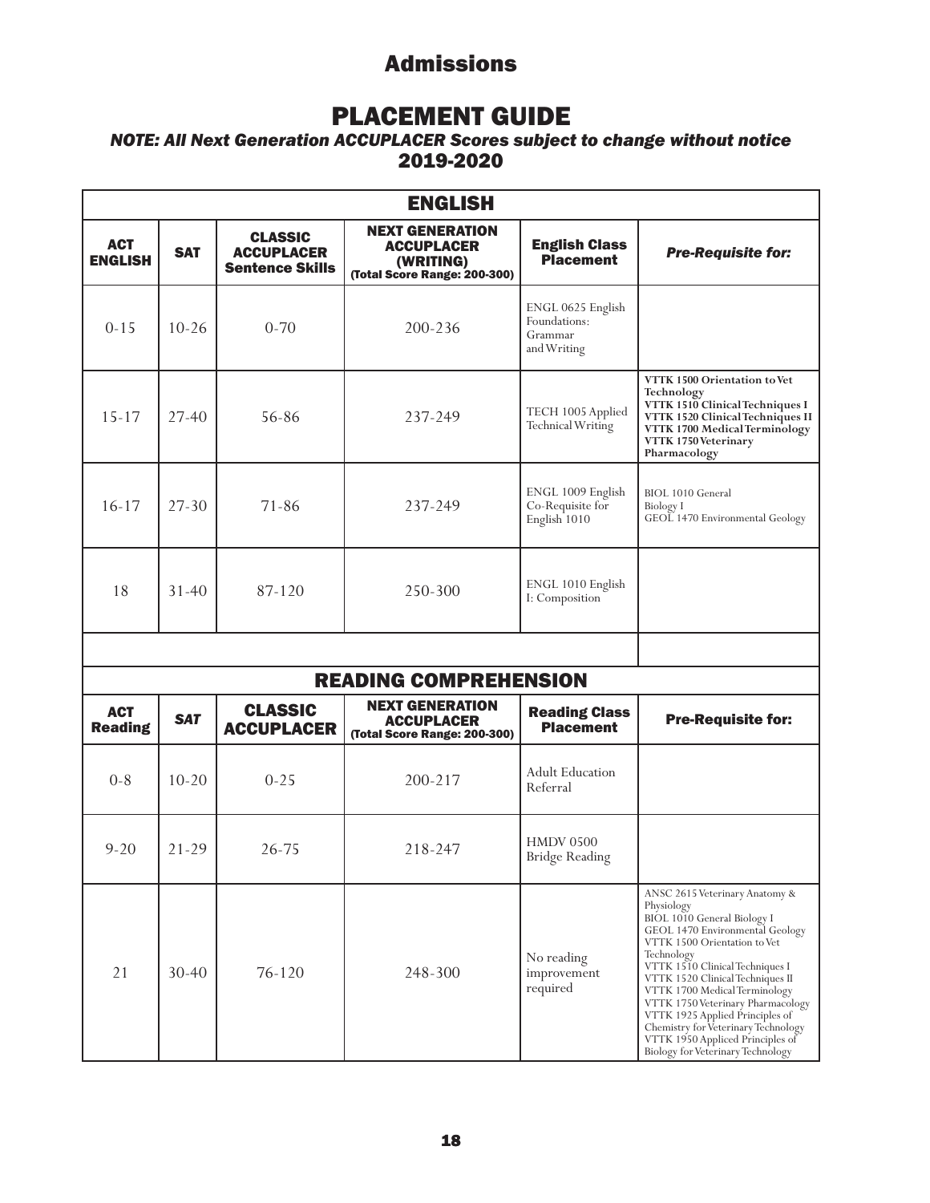## Admissions

# PLACEMENT GUIDE

***NOTE: All Next Generation ACCUPLACER Scores subject to change without notice***

**2019-2020**

| ENGLISH | | | | | |
|---|---|---|---|---|---|
| **ACT ENGLISH** | **SAT** | **CLASSIC ACCUPLACER Sentence Skills** | **NEXT GENERATION ACCUPLACER (WRITING) (Total Score Range: 200-300)** | **English Class Placement** | ***Pre-Requisite for:*** |
| 0-15 | 10-26 | 0-70 | 200-236 | ENGL 0625 English Foundations: Grammar and Writing | |
| 15-17 | 27-40 | 56-86 | 237-249 | TECH 1005 Applied Technical Writing | **VTTK 1500 Orientation to Vet Technology**<br>**VTTK 1510 Clinical Techniques I**<br>**VTTK 1520 Clinical Techniques II**<br>**VTTK 1700 Medical Terminology**<br>**VTTK 1750 Veterinary Pharmacology** |
| 16-17 | 27-30 | 71-86 | 237-249 | ENGL 1009 English Co-Requisite for English 1010 | BIOL 1010 General Biology I<br>GEOL 1470 Environmental Geology |
| 18 | 31-40 | 87-120 | 250-300 | ENGL 1010 English I: Composition | |

| READING COMPREHENSION | | | | | |
|---|---|---|---|---|---|
| **ACT Reading** | ***SAT*** | **CLASSIC ACCUPLACER** | **NEXT GENERATION ACCUPLACER (Total Score Range: 200-300)** | **Reading Class Placement** | **Pre-Requisite for:** |
| 0-8 | 10-20 | 0-25 | 200-217 | Adult Education Referral | |
| 9-20 | 21-29 | 26-75 | 218-247 | HMDV 0500 Bridge Reading | |
| 21 | 30-40 | 76-120 | 248-300 | No reading improvement required | ANSC 2615 Veterinary Anatomy & Physiology<br>BIOL 1010 General Biology I<br>GEOL 1470 Environmental Geology<br>VTTK 1500 Orientation to Vet Technology<br>VTTK 1510 Clinical Techniques I<br>VTTK 1520 Clinical Techniques II<br>VTTK 1700 Medical Terminology<br>VTTK 1750 Veterinary Pharmacology<br>VTTK 1925 Applied Principles of Chemistry for Veterinary Technology<br>VTTK 1950 Appliced Principles of Biology for Veterinary Technology |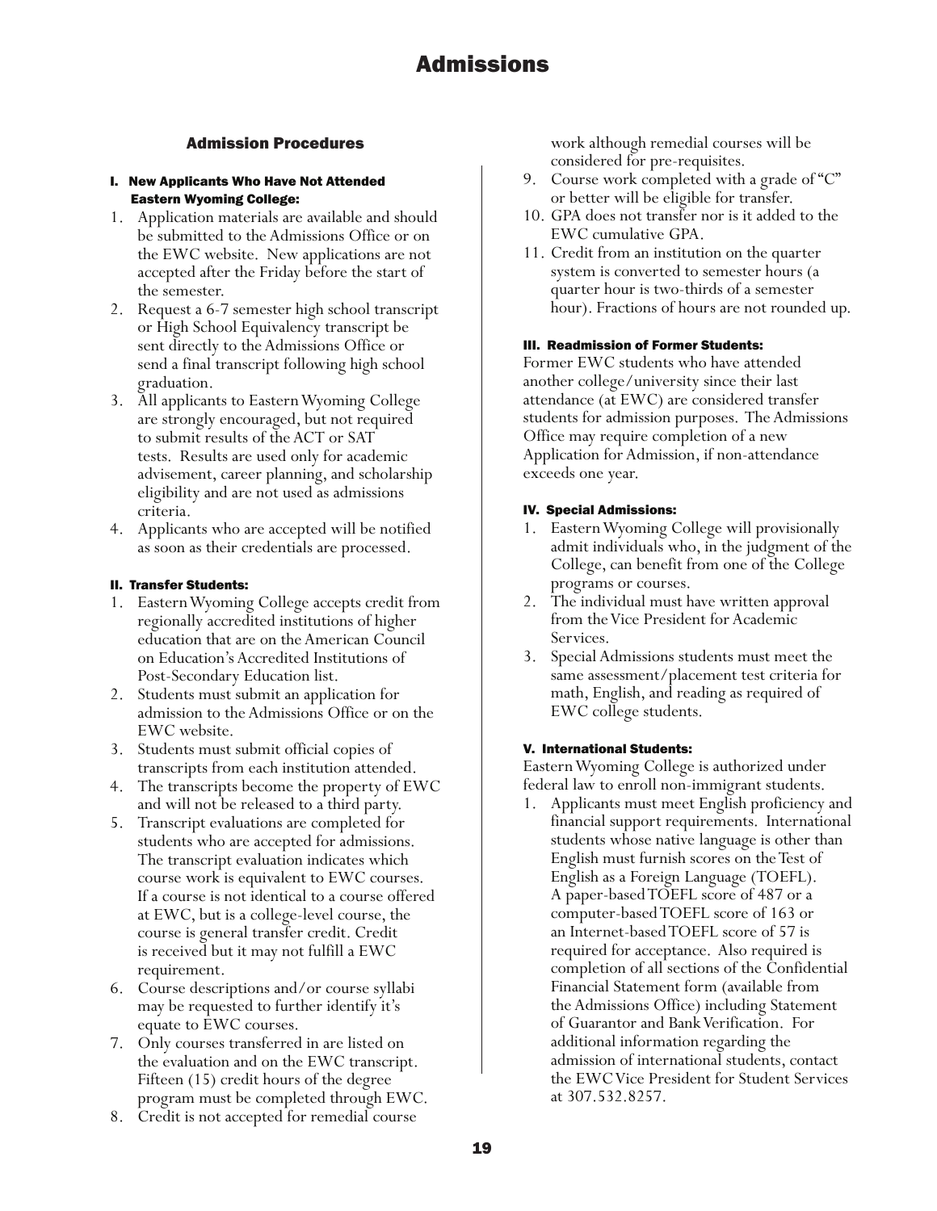# Admissions

## Admission Procedures

### I. New Applicants Who Have Not Attended Eastern Wyoming College:

1. Application materials are available and should be submitted to the Admissions Office or on the EWC website. New applications are not accepted after the Friday before the start of the semester.
2. Request a 6-7 semester high school transcript or High School Equivalency transcript be sent directly to the Admissions Office or send a final transcript following high school graduation.
3. All applicants to Eastern Wyoming College are strongly encouraged, but not required to submit results of the ACT or SAT tests. Results are used only for academic advisement, career planning, and scholarship eligibility and are not used as admissions criteria.
4. Applicants who are accepted will be notified as soon as their credentials are processed.

### II. Transfer Students:

1. Eastern Wyoming College accepts credit from regionally accredited institutions of higher education that are on the American Council on Education's Accredited Institutions of Post-Secondary Education list.
2. Students must submit an application for admission to the Admissions Office or on the EWC website.
3. Students must submit official copies of transcripts from each institution attended.
4. The transcripts become the property of EWC and will not be released to a third party.
5. Transcript evaluations are completed for students who are accepted for admissions. The transcript evaluation indicates which course work is equivalent to EWC courses. If a course is not identical to a course offered at EWC, but is a college-level course, the course is general transfer credit. Credit is received but it may not fulfill a EWC requirement.
6. Course descriptions and/or course syllabi may be requested to further identify it's equate to EWC courses.
7. Only courses transferred in are listed on the evaluation and on the EWC transcript. Fifteen (15) credit hours of the degree program must be completed through EWC.
8. Credit is not accepted for remedial course work although remedial courses will be considered for pre-requisites.
9. Course work completed with a grade of "C" or better will be eligible for transfer.
10. GPA does not transfer nor is it added to the EWC cumulative GPA.
11. Credit from an institution on the quarter system is converted to semester hours (a quarter hour is two-thirds of a semester hour). Fractions of hours are not rounded up.

### III. Readmission of Former Students:

Former EWC students who have attended another college/university since their last attendance (at EWC) are considered transfer students for admission purposes. The Admissions Office may require completion of a new Application for Admission, if non-attendance exceeds one year.

### IV. Special Admissions:

1. Eastern Wyoming College will provisionally admit individuals who, in the judgment of the College, can benefit from one of the College programs or courses.
2. The individual must have written approval from the Vice President for Academic Services.
3. Special Admissions students must meet the same assessment/placement test criteria for math, English, and reading as required of EWC college students.

### V. International Students:

Eastern Wyoming College is authorized under federal law to enroll non-immigrant students.

1. Applicants must meet English proficiency and financial support requirements. International students whose native language is other than English must furnish scores on the Test of English as a Foreign Language (TOEFL). A paper-based TOEFL score of 487 or a computer-based TOEFL score of 163 or an Internet-based TOEFL score of 57 is required for acceptance. Also required is completion of all sections of the Confidential Financial Statement form (available from the Admissions Office) including Statement of Guarantor and Bank Verification. For additional information regarding the admission of international students, contact the EWC Vice President for Student Services at 307.532.8257.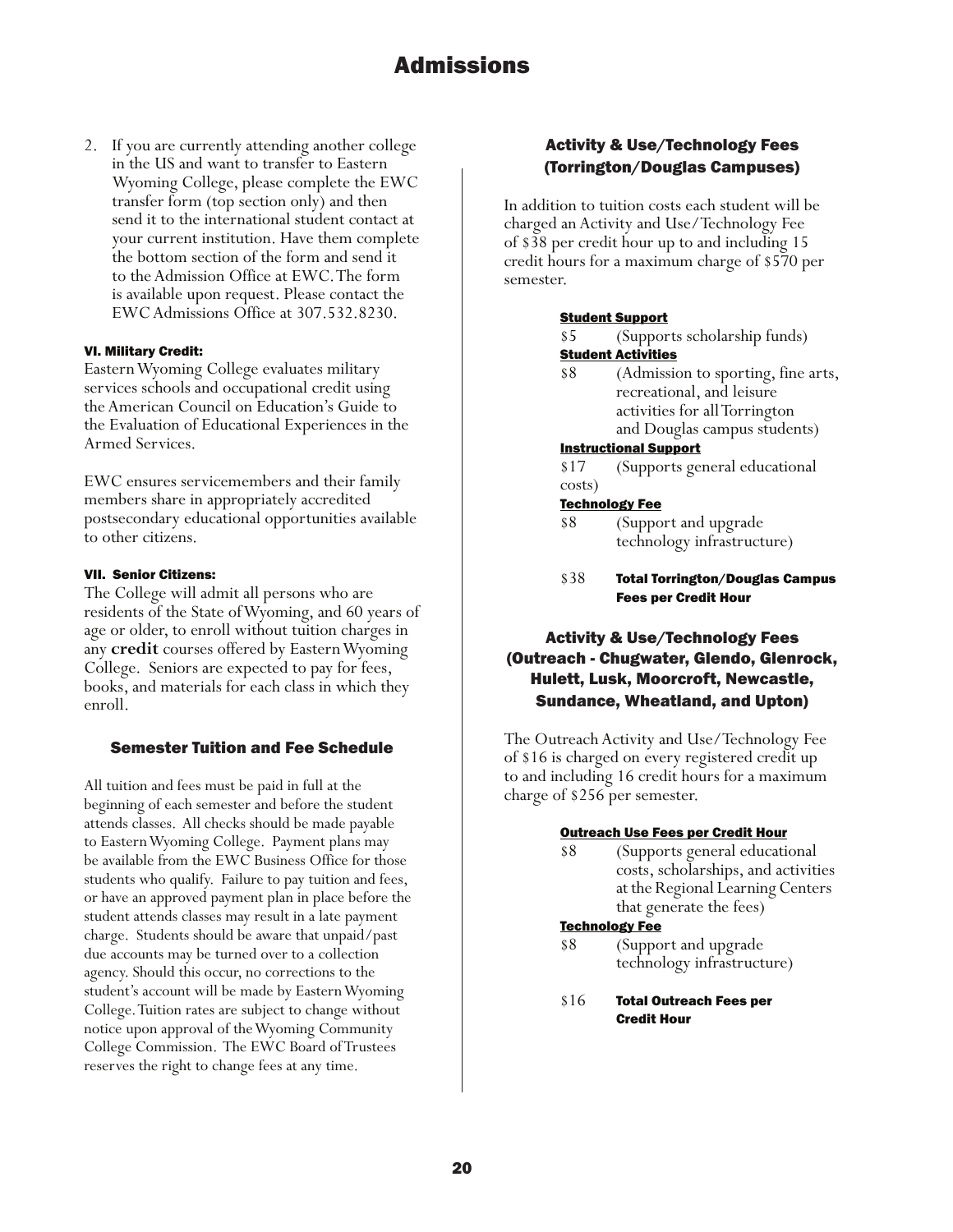# Admissions

2. If you are currently attending another college in the US and want to transfer to Eastern Wyoming College, please complete the EWC transfer form (top section only) and then send it to the international student contact at your current institution. Have them complete the bottom section of the form and send it to the Admission Office at EWC. The form is available upon request. Please contact the EWC Admissions Office at 307.532.8230.

#### VI. Military Credit:

Eastern Wyoming College evaluates military services schools and occupational credit using the American Council on Education's Guide to the Evaluation of Educational Experiences in the Armed Services.

EWC ensures servicemembers and their family members share in appropriately accredited postsecondary educational opportunities available to other citizens.

#### VII. Senior Citizens:

The College will admit all persons who are residents of the State of Wyoming, and 60 years of age or older, to enroll without tuition charges in any **credit** courses offered by Eastern Wyoming College. Seniors are expected to pay for fees, books, and materials for each class in which they enroll.

## Semester Tuition and Fee Schedule

All tuition and fees must be paid in full at the beginning of each semester and before the student attends classes. All checks should be made payable to Eastern Wyoming College. Payment plans may be available from the EWC Business Office for those students who qualify. Failure to pay tuition and fees, or have an approved payment plan in place before the student attends classes may result in a late payment charge. Students should be aware that unpaid/past due accounts may be turned over to a collection agency. Should this occur, no corrections to the student's account will be made by Eastern Wyoming College. Tuition rates are subject to change without notice upon approval of the Wyoming Community College Commission. The EWC Board of Trustees reserves the right to change fees at any time.

## Activity & Use/Technology Fees (Torrington/Douglas Campuses)

In addition to tuition costs each student will be charged an Activity and Use/Technology Fee of $38 per credit hour up to and including 15 credit hours for a maximum charge of $570 per semester.

**Student Support**

$5 (Supports scholarship funds)

**Student Activities**

$8 (Admission to sporting, fine arts, recreational, and leisure activities for all Torrington and Douglas campus students)

**Instructional Support**

$17 (Supports general educational costs)

**Technology Fee**

$8 (Support and upgrade technology infrastructure)

$38 **Total Torrington/Douglas Campus Fees per Credit Hour**

## Activity & Use/Technology Fees (Outreach - Chugwater, Glendo, Glenrock, Hulett, Lusk, Moorcroft, Newcastle, Sundance, Wheatland, and Upton)

The Outreach Activity and Use/Technology Fee of $16 is charged on every registered credit up to and including 16 credit hours for a maximum charge of $256 per semester.

**Outreach Use Fees per Credit Hour**

$8 (Supports general educational costs, scholarships, and activities at the Regional Learning Centers that generate the fees)

**Technology Fee**

$8 (Support and upgrade technology infrastructure)

$16 **Total Outreach Fees per Credit Hour**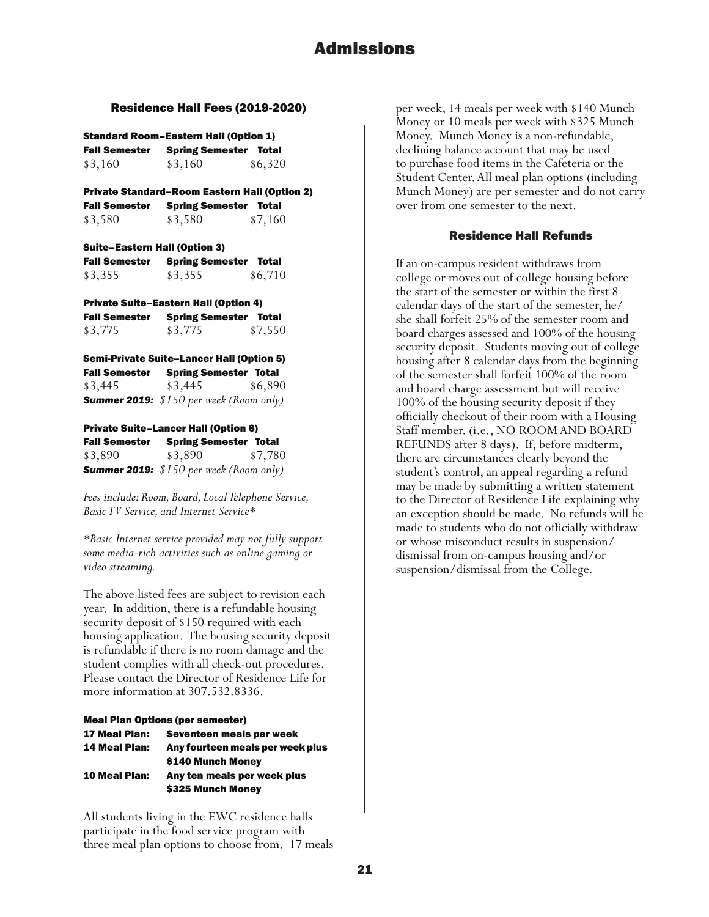# Admissions

## Residence Hall Fees (2019-2020)

**Standard Room–Eastern Hall (Option 1)**

| Fall Semester | Spring Semester | Total |
|---|---|---|
| $3,160 | $3,160 | $6,320 |

**Private Standard–Room Eastern Hall (Option 2)**

| Fall Semester | Spring Semester | Total |
|---|---|---|
| $3,580 | $3,580 | $7,160 |

**Suite–Eastern Hall (Option 3)**

| Fall Semester | Spring Semester | Total |
|---|---|---|
| $3,355 | $3,355 | $6,710 |

**Private Suite–Eastern Hall (Option 4)**

| Fall Semester | Spring Semester | Total |
|---|---|---|
| $3,775 | $3,775 | $7,550 |

**Semi-Private Suite–Lancer Hall (Option 5)**

| Fall Semester | Spring Semester | Total |
|---|---|---|
| $3,445 | $3,445 | $6,890 |

***Summer 2019:*** *$150 per week (Room only)*

**Private Suite–Lancer Hall (Option 6)**

| Fall Semester | Spring Semester | Total |
|---|---|---|
| $3,890 | $3,890 | $7,780 |

***Summer 2019:*** *$150 per week (Room only)*

*Fees include: Room, Board, Local Telephone Service, Basic TV Service, and Internet Service**

**Basic Internet service provided may not fully support some media-rich activities such as online gaming or video streaming.*

The above listed fees are subject to revision each year. In addition, there is a refundable housing security deposit of $150 required with each housing application. The housing security deposit is refundable if there is no room damage and the student complies with all check-out procedures. Please contact the Director of Residence Life for more information at 307.532.8336.

**Meal Plan Options (per semester)**

| | |
|---|---|
| **17 Meal Plan:** | **Seventeen meals per week** |
| **14 Meal Plan:** | **Any fourteen meals per week plus $140 Munch Money** |
| **10 Meal Plan:** | **Any ten meals per week plus $325 Munch Money** |

All students living in the EWC residence halls participate in the food service program with three meal plan options to choose from. 17 meals per week, 14 meals per week with $140 Munch Money or 10 meals per week with $325 Munch Money. Munch Money is a non-refundable, declining balance account that may be used to purchase food items in the Cafeteria or the Student Center. All meal plan options (including Munch Money) are per semester and do not carry over from one semester to the next.

## Residence Hall Refunds

If an on-campus resident withdraws from college or moves out of college housing before the start of the semester or within the first 8 calendar days of the start of the semester, he/she shall forfeit 25% of the semester room and board charges assessed and 100% of the housing security deposit. Students moving out of college housing after 8 calendar days from the beginning of the semester shall forfeit 100% of the room and board charge assessment but will receive 100% of the housing security deposit if they officially checkout of their room with a Housing Staff member. (i.e., NO ROOM AND BOARD REFUNDS after 8 days). If, before midterm, there are circumstances clearly beyond the student's control, an appeal regarding a refund may be made by submitting a written statement to the Director of Residence Life explaining why an exception should be made. No refunds will be made to students who do not officially withdraw or whose misconduct results in suspension/dismissal from on-campus housing and/or suspension/dismissal from the College.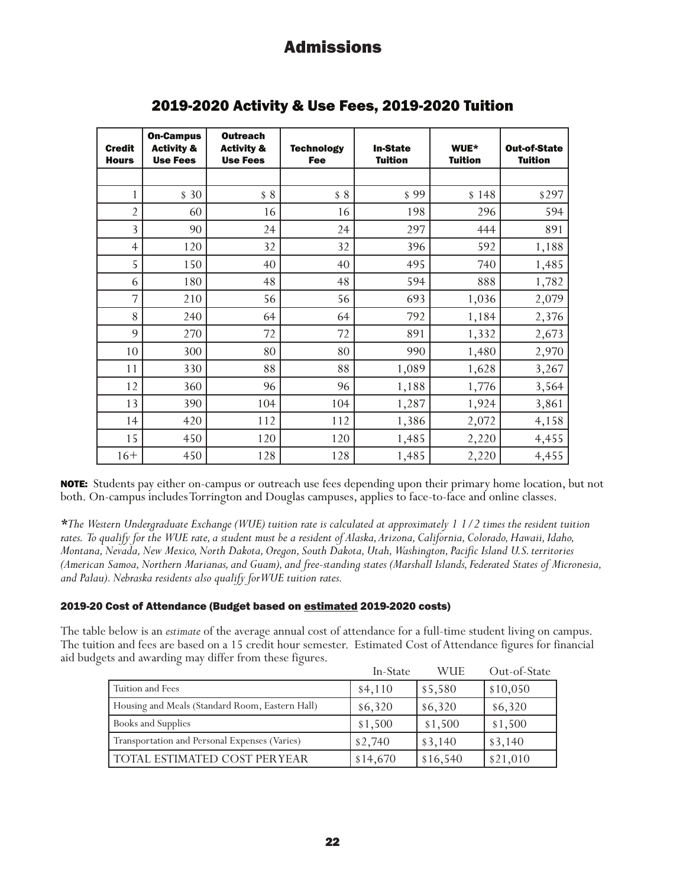# Admissions

## 2019-2020 Activity & Use Fees, 2019-2020 Tuition

| Credit Hours | On-Campus Activity & Use Fees | Outreach Activity & Use Fees | Technology Fee | In-State Tuition | WUE* Tuition | Out-of-State Tuition |
|---|---|---|---|---|---|---|
| 1 | $ 30 | $ 8 | $ 8 | $ 99 | $ 148 | $297 |
| 2 | 60 | 16 | 16 | 198 | 296 | 594 |
| 3 | 90 | 24 | 24 | 297 | 444 | 891 |
| 4 | 120 | 32 | 32 | 396 | 592 | 1,188 |
| 5 | 150 | 40 | 40 | 495 | 740 | 1,485 |
| 6 | 180 | 48 | 48 | 594 | 888 | 1,782 |
| 7 | 210 | 56 | 56 | 693 | 1,036 | 2,079 |
| 8 | 240 | 64 | 64 | 792 | 1,184 | 2,376 |
| 9 | 270 | 72 | 72 | 891 | 1,332 | 2,673 |
| 10 | 300 | 80 | 80 | 990 | 1,480 | 2,970 |
| 11 | 330 | 88 | 88 | 1,089 | 1,628 | 3,267 |
| 12 | 360 | 96 | 96 | 1,188 | 1,776 | 3,564 |
| 13 | 390 | 104 | 104 | 1,287 | 1,924 | 3,861 |
| 14 | 420 | 112 | 112 | 1,386 | 2,072 | 4,158 |
| 15 | 450 | 120 | 120 | 1,485 | 2,220 | 4,455 |
| 16+ | 450 | 128 | 128 | 1,485 | 2,220 | 4,455 |

**NOTE:** Students pay either on-campus or outreach use fees depending upon their primary home location, but not both. On-campus includes Torrington and Douglas campuses, applies to face-to-face and online classes.

*\*The Western Undergraduate Exchange (WUE) tuition rate is calculated at approximately 1 1/2 times the resident tuition rates. To qualify for the WUE rate, a student must be a resident of Alaska, Arizona, California, Colorado, Hawaii, Idaho, Montana, Nevada, New Mexico, North Dakota, Oregon, South Dakota, Utah, Washington, Pacific Island U.S. territories (American Samoa, Northern Marianas, and Guam), and free-standing states (Marshall Islands, Federated States of Micronesia, and Palau). Nebraska residents also qualify for WUE tuition rates.*

### 2019-20 Cost of Attendance (Budget based on estimated 2019-2020 costs)

The table below is an *estimate* of the average annual cost of attendance for a full-time student living on campus. The tuition and fees are based on a 15 credit hour semester. Estimated Cost of Attendance figures for financial aid budgets and awarding may differ from these figures.

| | In-State | WUE | Out-of-State |
|---|---|---|---|
| Tuition and Fees | $4,110 | $5,580 | $10,050 |
| Housing and Meals (Standard Room, Eastern Hall) | $6,320 | $6,320 | $6,320 |
| Books and Supplies | $1,500 | $1,500 | $1,500 |
| Transportation and Personal Expenses (Varies) | $2,740 | $3,140 | $3,140 |
| TOTAL ESTIMATED COST PER YEAR | $14,670 | $16,540 | $21,010 |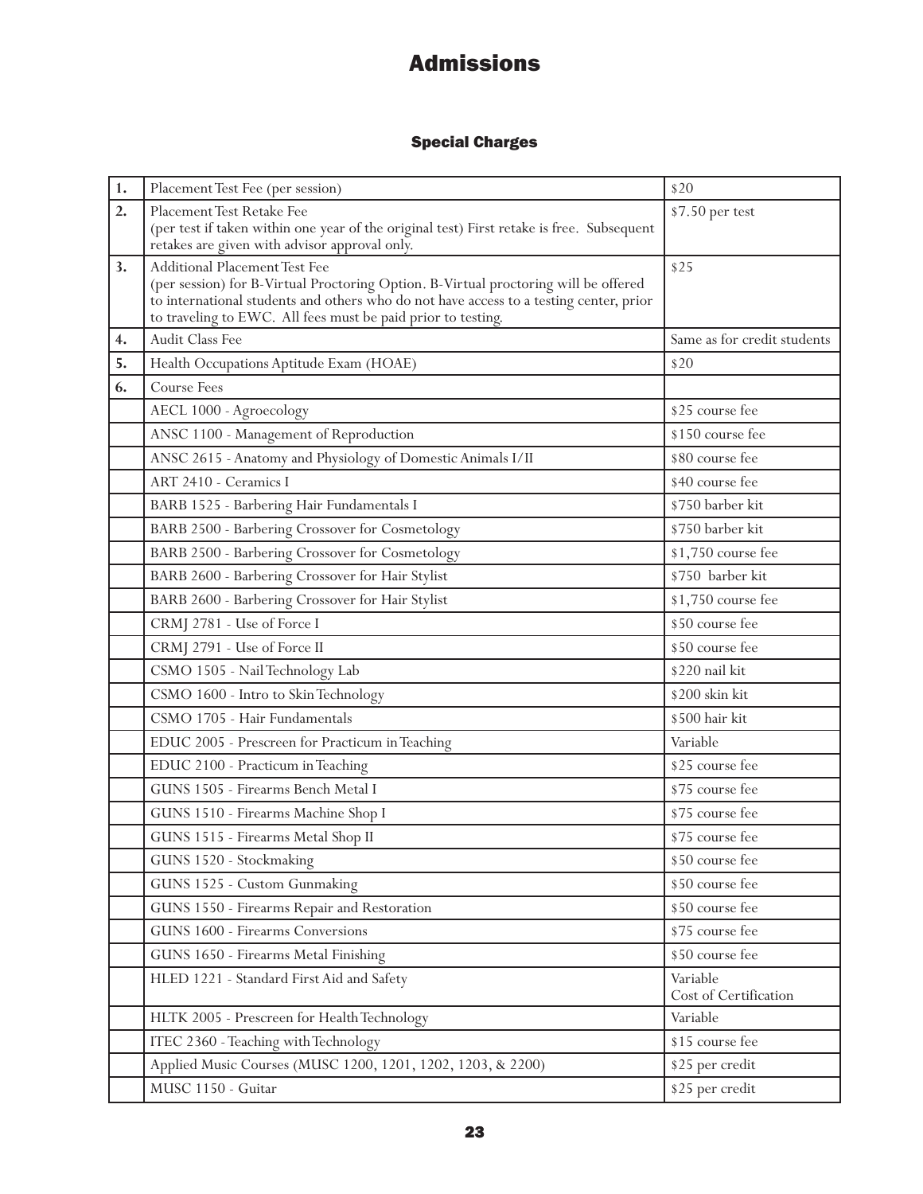# Admissions

## Special Charges

| | | |
|---|---|---|
| **1.** | Placement Test Fee (per session) | \$20 |
| **2.** | Placement Test Retake Fee<br>(per test if taken within one year of the original test) First retake is free. Subsequent retakes are given with advisor approval only. | \$7.50 per test |
| **3.** | Additional Placement Test Fee<br>(per session) for B-Virtual Proctoring Option. B-Virtual proctoring will be offered to international students and others who do not have access to a testing center, prior to traveling to EWC. All fees must be paid prior to testing. | \$25 |
| **4.** | Audit Class Fee | Same as for credit students |
| **5.** | Health Occupations Aptitude Exam (HOAE) | \$20 |
| **6.** | Course Fees | |
| | AECL 1000 - Agroecology | \$25 course fee |
| | ANSC 1100 - Management of Reproduction | \$150 course fee |
| | ANSC 2615 - Anatomy and Physiology of Domestic Animals I/II | \$80 course fee |
| | ART 2410 - Ceramics I | \$40 course fee |
| | BARB 1525 - Barbering Hair Fundamentals I | \$750 barber kit |
| | BARB 2500 - Barbering Crossover for Cosmetology | \$750 barber kit |
| | BARB 2500 - Barbering Crossover for Cosmetology | \$1,750 course fee |
| | BARB 2600 - Barbering Crossover for Hair Stylist | \$750 barber kit |
| | BARB 2600 - Barbering Crossover for Hair Stylist | \$1,750 course fee |
| | CRMJ 2781 - Use of Force I | \$50 course fee |
| | CRMJ 2791 - Use of Force II | \$50 course fee |
| | CSMO 1505 - Nail Technology Lab | \$220 nail kit |
| | CSMO 1600 - Intro to Skin Technology | \$200 skin kit |
| | CSMO 1705 - Hair Fundamentals | \$500 hair kit |
| | EDUC 2005 - Prescreen for Practicum in Teaching | Variable |
| | EDUC 2100 - Practicum in Teaching | \$25 course fee |
| | GUNS 1505 - Firearms Bench Metal I | \$75 course fee |
| | GUNS 1510 - Firearms Machine Shop I | \$75 course fee |
| | GUNS 1515 - Firearms Metal Shop II | \$75 course fee |
| | GUNS 1520 - Stockmaking | \$50 course fee |
| | GUNS 1525 - Custom Gunmaking | \$50 course fee |
| | GUNS 1550 - Firearms Repair and Restoration | \$50 course fee |
| | GUNS 1600 - Firearms Conversions | \$75 course fee |
| | GUNS 1650 - Firearms Metal Finishing | \$50 course fee |
| | HLED 1221 - Standard First Aid and Safety | Variable<br>Cost of Certification |
| | HLTK 2005 - Prescreen for Health Technology | Variable |
| | ITEC 2360 - Teaching with Technology | \$15 course fee |
| | Applied Music Courses (MUSC 1200, 1201, 1202, 1203, & 2200) | \$25 per credit |
| | MUSC 1150 - Guitar | \$25 per credit |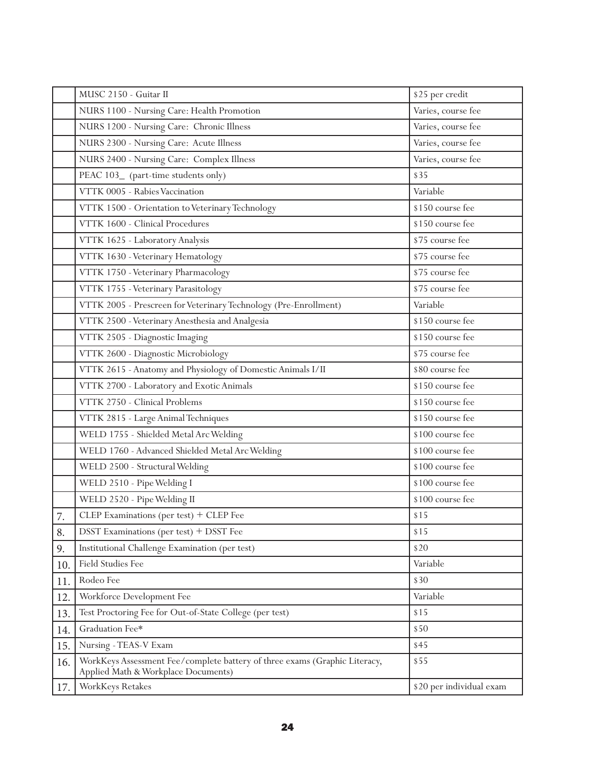| | | |
|---|---|---|
| | MUSC 2150 - Guitar II | $25 per credit |
| | NURS 1100 - Nursing Care: Health Promotion | Varies, course fee |
| | NURS 1200 - Nursing Care: Chronic Illness | Varies, course fee |
| | NURS 2300 - Nursing Care: Acute Illness | Varies, course fee |
| | NURS 2400 - Nursing Care: Complex Illness | Varies, course fee |
| | PEAC 103_ (part-time students only) | $35 |
| | VTTK 0005 - Rabies Vaccination | Variable |
| | VTTK 1500 - Orientation to Veterinary Technology | $150 course fee |
| | VTTK 1600 - Clinical Procedures | $150 course fee |
| | VTTK 1625 - Laboratory Analysis | $75 course fee |
| | VTTK 1630 - Veterinary Hematology | $75 course fee |
| | VTTK 1750 - Veterinary Pharmacology | $75 course fee |
| | VTTK 1755 - Veterinary Parasitology | $75 course fee |
| | VTTK 2005 - Prescreen for Veterinary Technology (Pre-Enrollment) | Variable |
| | VTTK 2500 - Veterinary Anesthesia and Analgesia | $150 course fee |
| | VTTK 2505 - Diagnostic Imaging | $150 course fee |
| | VTTK 2600 - Diagnostic Microbiology | $75 course fee |
| | VTTK 2615 - Anatomy and Physiology of Domestic Animals I/II | $80 course fee |
| | VTTK 2700 - Laboratory and Exotic Animals | $150 course fee |
| | VTTK 2750 - Clinical Problems | $150 course fee |
| | VTTK 2815 - Large Animal Techniques | $150 course fee |
| | WELD 1755 - Shielded Metal Arc Welding | $100 course fee |
| | WELD 1760 - Advanced Shielded Metal Arc Welding | $100 course fee |
| | WELD 2500 - Structural Welding | $100 course fee |
| | WELD 2510 - Pipe Welding I | $100 course fee |
| | WELD 2520 - Pipe Welding II | $100 course fee |
| 7. | CLEP Examinations (per test) + CLEP Fee | $15 |
| 8. | DSST Examinations (per test) + DSST Fee | $15 |
| 9. | Institutional Challenge Examination (per test) | $20 |
| 10. | Field Studies Fee | Variable |
| 11. | Rodeo Fee | $30 |
| 12. | Workforce Development Fee | Variable |
| 13. | Test Proctoring Fee for Out-of-State College (per test) | $15 |
| 14. | Graduation Fee* | $50 |
| 15. | Nursing - TEAS-V Exam | $45 |
| 16. | WorkKeys Assessment Fee/complete battery of three exams (Graphic Literacy, Applied Math & Workplace Documents) | $55 |
| 17. | WorkKeys Retakes | $20 per individual exam |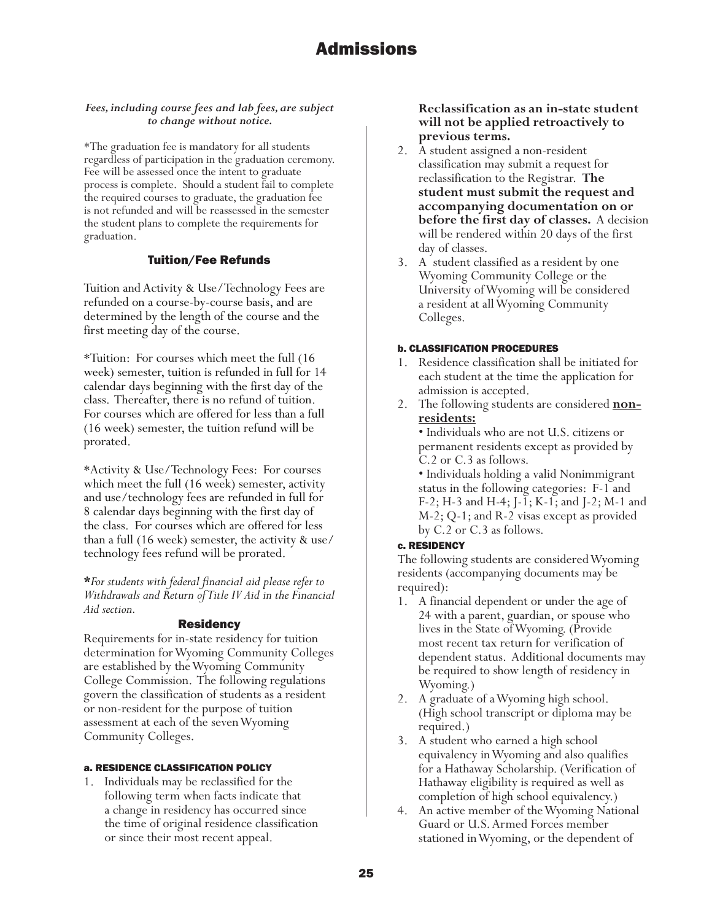# Admissions

***Fees, including course fees and lab fees, are subject to change without notice.***

*The graduation fee is mandatory for all students regardless of participation in the graduation ceremony. Fee will be assessed once the intent to graduate process is complete. Should a student fail to complete the required courses to graduate, the graduation fee is not refunded and will be reassessed in the semester the student plans to complete the requirements for graduation.

### Tuition/Fee Refunds

Tuition and Activity & Use/Technology Fees are refunded on a course-by-course basis, and are determined by the length of the course and the first meeting day of the course.

*Tuition: For courses which meet the full (16 week) semester, tuition is refunded in full for 14 calendar days beginning with the first day of the class. Thereafter, there is no refund of tuition. For courses which are offered for less than a full (16 week) semester, the tuition refund will be prorated.

*Activity & Use/Technology Fees: For courses which meet the full (16 week) semester, activity and use/technology fees are refunded in full for 8 calendar days beginning with the first day of the class. For courses which are offered for less than a full (16 week) semester, the activity & use/technology fees refund will be prorated.

***For students with federal financial aid please refer to Withdrawals and Return of Title IV Aid in the Financial Aid section.***

### Residency

Requirements for in-state residency for tuition determination for Wyoming Community Colleges are established by the Wyoming Community College Commission. The following regulations govern the classification of students as a resident or non-resident for the purpose of tuition assessment at each of the seven Wyoming Community Colleges.

#### a. RESIDENCE CLASSIFICATION POLICY

1. Individuals may be reclassified for the following term when facts indicate that a change in residency has occurred since the time of original residence classification or since their most recent appeal. **Reclassification as an in-state student will not be applied retroactively to previous terms.**
2. A student assigned a non-resident classification may submit a request for reclassification to the Registrar. **The student must submit the request and accompanying documentation on or before the first day of classes.** A decision will be rendered within 20 days of the first day of classes.
3. A student classified as a resident by one Wyoming Community College or the University of Wyoming will be considered a resident at all Wyoming Community Colleges.

#### b. CLASSIFICATION PROCEDURES

1. Residence classification shall be initiated for each student at the time the application for admission is accepted.
2. The following students are considered **<u>non-residents:</u>**
   - Individuals who are not U.S. citizens or permanent residents except as provided by C.2 or C.3 as follows.
   - Individuals holding a valid Nonimmigrant status in the following categories: F-1 and F-2; H-3 and H-4; J-1; K-1; and J-2; M-1 and M-2; Q-1; and R-2 visas except as provided by C.2 or C.3 as follows.

#### c. RESIDENCY

The following students are considered Wyoming residents (accompanying documents may be required):

1. A financial dependent or under the age of 24 with a parent, guardian, or spouse who lives in the State of Wyoming. (Provide most recent tax return for verification of dependent status. Additional documents may be required to show length of residency in Wyoming.)
2. A graduate of a Wyoming high school. (High school transcript or diploma may be required.)
3. A student who earned a high school equivalency in Wyoming and also qualifies for a Hathaway Scholarship. (Verification of Hathaway eligibility is required as well as completion of high school equivalency.)
4. An active member of the Wyoming National Guard or U.S. Armed Forces member stationed in Wyoming, or the dependent of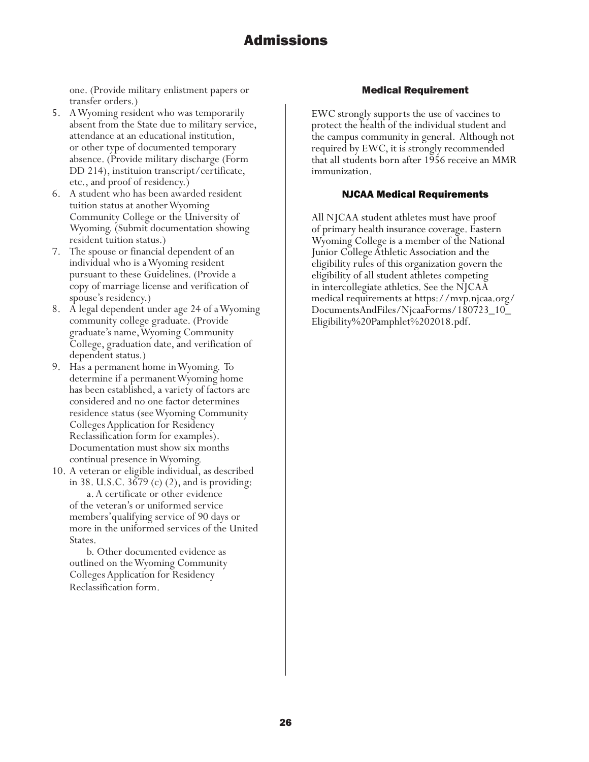one. (Provide military enlistment papers or transfer orders.)

5. A Wyoming resident who was temporarily absent from the State due to military service, attendance at an educational institution, or other type of documented temporary absence. (Provide military discharge (Form DD 214), instituion transcript/certificate, etc., and proof of residency.)
6. A student who has been awarded resident tuition status at another Wyoming Community College or the University of Wyoming. (Submit documentation showing resident tuition status.)
7. The spouse or financial dependent of an individual who is a Wyoming resident pursuant to these Guidelines. (Provide a copy of marriage license and verification of spouse's residency.)
8. A legal dependent under age 24 of a Wyoming community college graduate. (Provide graduate's name, Wyoming Community College, graduation date, and verification of dependent status.)
9. Has a permanent home in Wyoming. To determine if a permanent Wyoming home has been established, a variety of factors are considered and no one factor determines residence status (see Wyoming Community Colleges Application for Residency Reclassification form for examples). Documentation must show six months continual presence in Wyoming.
10. A veteran or eligible individual, as described in 38. U.S.C. 3679 (c) (2), and is providing:

    a. A certificate or other evidence of the veteran's or uniformed service members' qualifying service of 90 days or more in the uniformed services of the United States.

    b. Other documented evidence as outlined on the Wyoming Community Colleges Application for Residency Reclassification form.

### Medical Requirement

EWC strongly supports the use of vaccines to protect the health of the individual student and the campus community in general. Although not required by EWC, it is strongly recommended that all students born after 1956 receive an MMR immunization.

### NJCAA Medical Requirements

All NJCAA student athletes must have proof of primary health insurance coverage. Eastern Wyoming College is a member of the National Junior College Athletic Association and the eligibility rules of this organization govern the eligibility of all student athletes competing in intercollegiate athletics. See the NJCAA medical requirements at https://mvp.njcaa.org/DocumentsAndFiles/NjcaaForms/180723_10_Eligibility%20Pamphlet%202018.pdf.